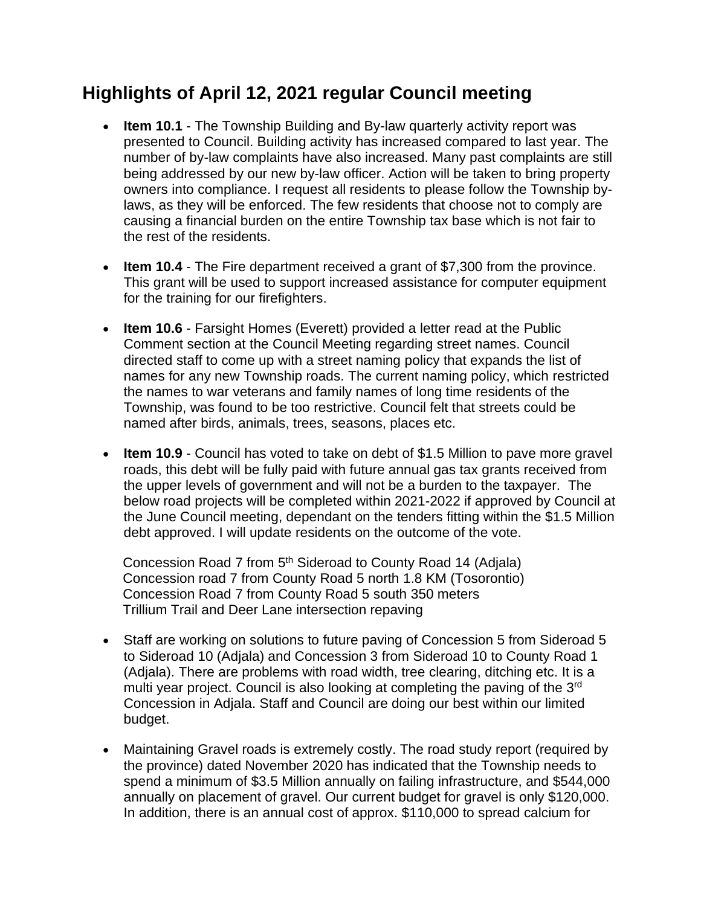## Highlights of April 12, 2021 regular Council meeting

- **Item 10.1** - The Township Building and By-law quarterly activity report was presented to Council. Building activity has increased compared to last year. The number of by-law complaints have also increased. Many past complaints are still being addressed by our new by-law officer. Action will be taken to bring property owners into compliance. I request all residents to please follow the Township by-laws, as they will be enforced. The few residents that choose not to comply are causing a financial burden on the entire Township tax base which is not fair to the rest of the residents.

- **Item 10.4** - The Fire department received a grant of $7,300 from the province. This grant will be used to support increased assistance for computer equipment for the training for our firefighters.

- **Item 10.6** - Farsight Homes (Everett) provided a letter read at the Public Comment section at the Council Meeting regarding street names. Council directed staff to come up with a street naming policy that expands the list of names for any new Township roads. The current naming policy, which restricted the names to war veterans and family names of long time residents of the Township, was found to be too restrictive. Council felt that streets could be named after birds, animals, trees, seasons, places etc.

- **Item 10.9** - Council has voted to take on debt of $1.5 Million to pave more gravel roads, this debt will be fully paid with future annual gas tax grants received from the upper levels of government and will not be a burden to the taxpayer. The below road projects will be completed within 2021-2022 if approved by Council at the June Council meeting, dependant on the tenders fitting within the $1.5 Million debt approved. I will update residents on the outcome of the vote.

  Concession Road 7 from 5th Sideroad to County Road 14 (Adjala)
  Concession road 7 from County Road 5 north 1.8 KM (Tosorontio)
  Concession Road 7 from County Road 5 south 350 meters
  Trillium Trail and Deer Lane intersection repaving

- Staff are working on solutions to future paving of Concession 5 from Sideroad 5 to Sideroad 10 (Adjala) and Concession 3 from Sideroad 10 to County Road 1 (Adjala). There are problems with road width, tree clearing, ditching etc. It is a multi year project. Council is also looking at completing the paving of the 3rd Concession in Adjala. Staff and Council are doing our best within our limited budget.

- Maintaining Gravel roads is extremely costly. The road study report (required by the province) dated November 2020 has indicated that the Township needs to spend a minimum of $3.5 Million annually on failing infrastructure, and $544,000 annually on placement of gravel. Our current budget for gravel is only $120,000. In addition, there is an annual cost of approx. $110,000 to spread calcium for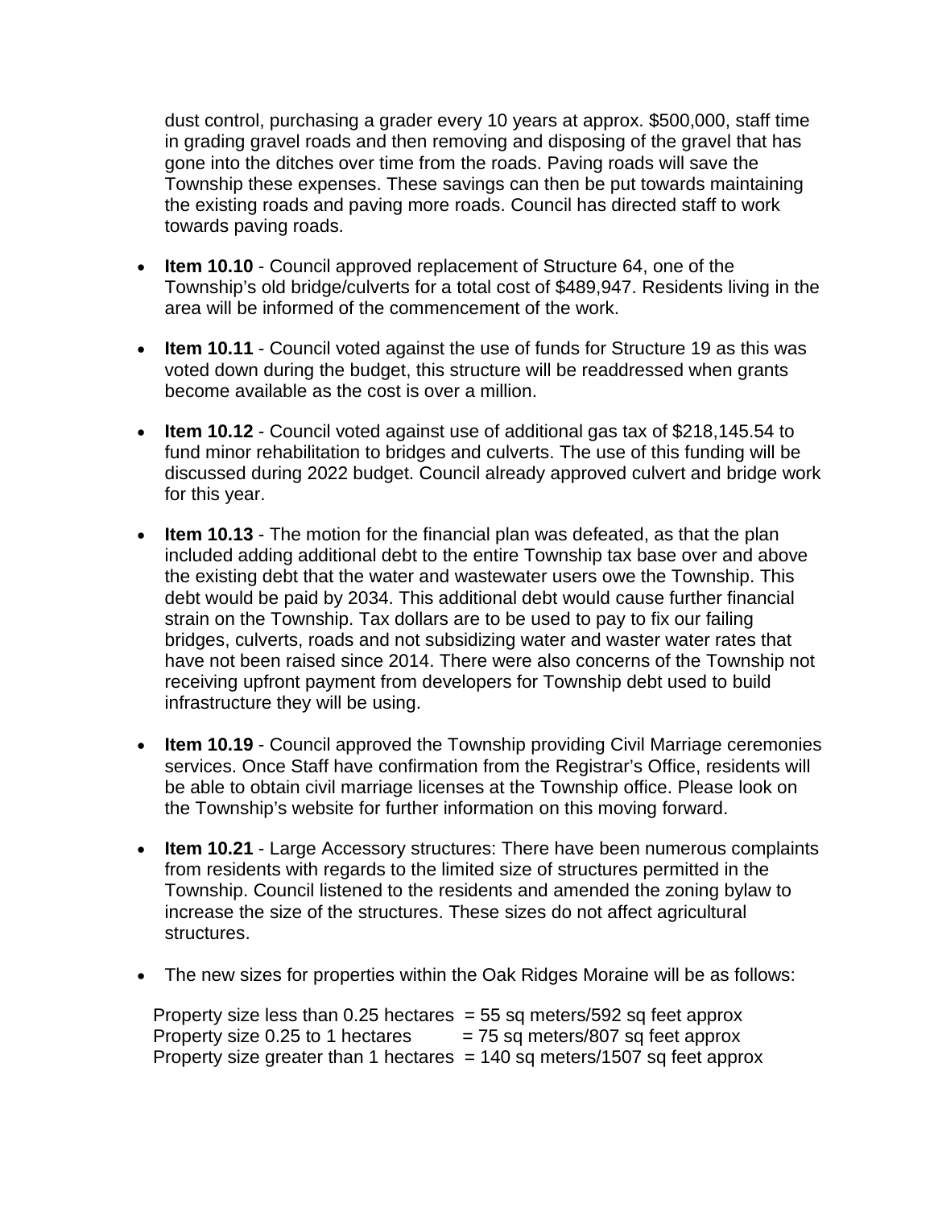dust control, purchasing a grader every 10 years at approx. $500,000, staff time in grading gravel roads and then removing and disposing of the gravel that has gone into the ditches over time from the roads. Paving roads will save the Township these expenses. These savings can then be put towards maintaining the existing roads and paving more roads. Council has directed staff to work towards paving roads.

- **Item 10.10** - Council approved replacement of Structure 64, one of the Township's old bridge/culverts for a total cost of $489,947. Residents living in the area will be informed of the commencement of the work.

- **Item 10.11** - Council voted against the use of funds for Structure 19 as this was voted down during the budget, this structure will be readdressed when grants become available as the cost is over a million.

- **Item 10.12** - Council voted against use of additional gas tax of $218,145.54 to fund minor rehabilitation to bridges and culverts. The use of this funding will be discussed during 2022 budget. Council already approved culvert and bridge work for this year.

- **Item 10.13** - The motion for the financial plan was defeated, as that the plan included adding additional debt to the entire Township tax base over and above the existing debt that the water and wastewater users owe the Township. This debt would be paid by 2034. This additional debt would cause further financial strain on the Township. Tax dollars are to be used to pay to fix our failing bridges, culverts, roads and not subsidizing water and waster water rates that have not been raised since 2014. There were also concerns of the Township not receiving upfront payment from developers for Township debt used to build infrastructure they will be using.

- **Item 10.19** - Council approved the Township providing Civil Marriage ceremonies services. Once Staff have confirmation from the Registrar's Office, residents will be able to obtain civil marriage licenses at the Township office. Please look on the Township's website for further information on this moving forward.

- **Item 10.21** - Large Accessory structures: There have been numerous complaints from residents with regards to the limited size of structures permitted in the Township. Council listened to the residents and amended the zoning bylaw to increase the size of the structures. These sizes do not affect agricultural structures.

- The new sizes for properties within the Oak Ridges Moraine will be as follows:

  Property size less than 0.25 hectares = 55 sq meters/592 sq feet approx
  Property size 0.25 to 1 hectares = 75 sq meters/807 sq feet approx
  Property size greater than 1 hectares = 140 sq meters/1507 sq feet approx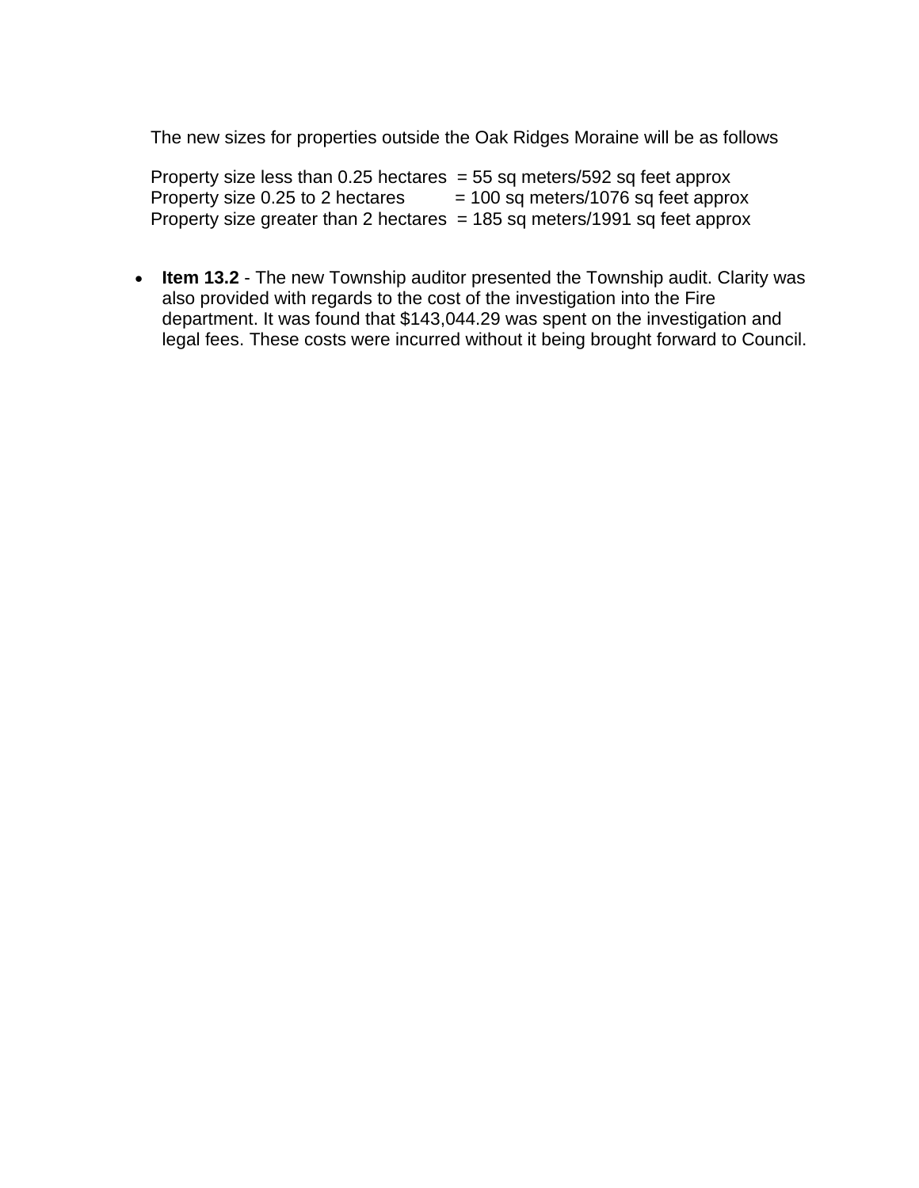The new sizes for properties outside the Oak Ridges Moraine will be as follows

Property size less than 0.25 hectares = 55 sq meters/592 sq feet approx
Property size 0.25 to 2 hectares = 100 sq meters/1076 sq feet approx
Property size greater than 2 hectares = 185 sq meters/1991 sq feet approx

- **Item 13.2** - The new Township auditor presented the Township audit. Clarity was also provided with regards to the cost of the investigation into the Fire department. It was found that $143,044.29 was spent on the investigation and legal fees. These costs were incurred without it being brought forward to Council.